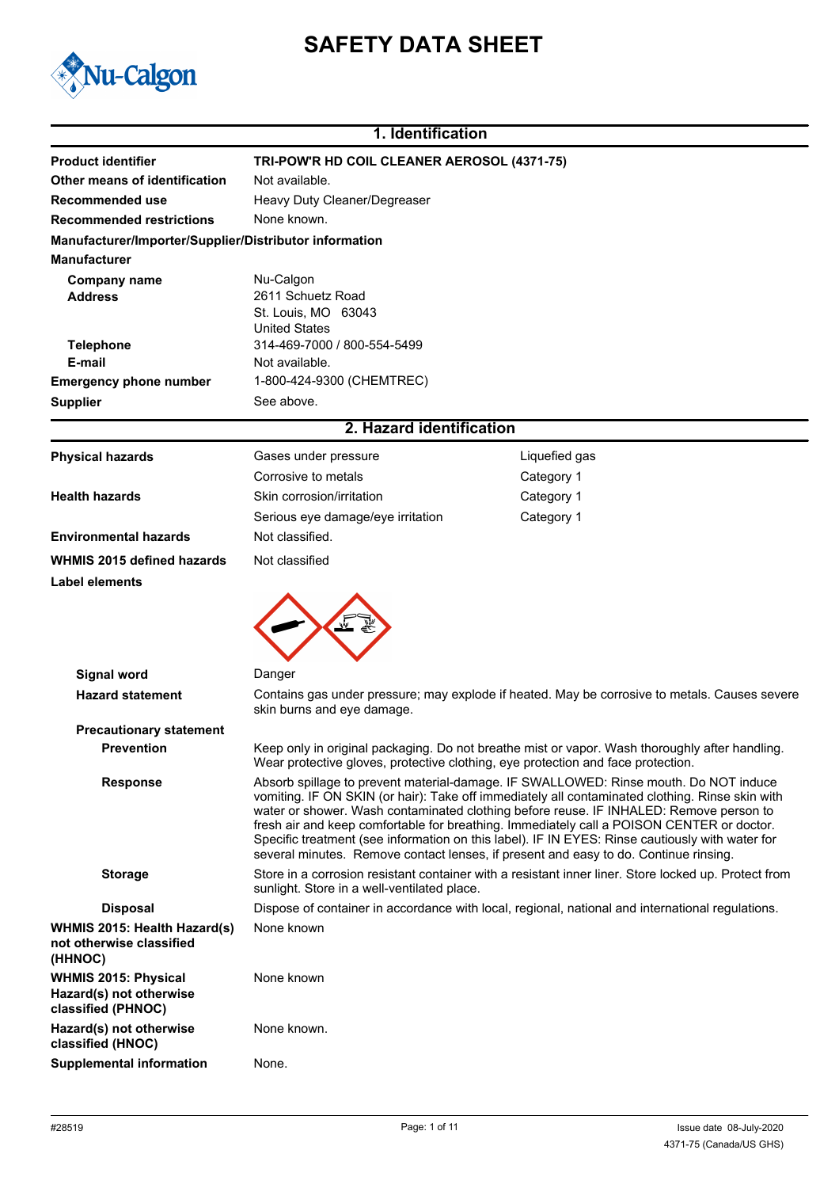# SAFETY DATA SHEET

Nu-Calgon

## 1. Identification

| | |
|---|---|
| **Product identifier** | **TRI-POW'R HD COIL CLEANER AEROSOL (4371-75)** |
| **Other means of identification** | Not available. |
| **Recommended use** | Heavy Duty Cleaner/Degreaser |
| **Recommended restrictions** | None known. |

**Manufacturer/Importer/Supplier/Distributor information**

**Manufacturer**

| | |
|---|---|
| **Company name** | Nu-Calgon |
| **Address** | 2611 Schuetz Road<br>St. Louis, MO 63043<br>United States |
| **Telephone** | 314-469-7000 / 800-554-5499 |
| **E-mail** | Not available. |
| **Emergency phone number** | 1-800-424-9300 (CHEMTREC) |
| **Supplier** | See above. |

## 2. Hazard identification

| | | |
|---|---|---|
| **Physical hazards** | Gases under pressure | Liquefied gas |
| | Corrosive to metals | Category 1 |
| **Health hazards** | Skin corrosion/irritation | Category 1 |
| | Serious eye damage/eye irritation | Category 1 |
| **Environmental hazards** | Not classified. | |
| **WHMIS 2015 defined hazards** | Not classified | |

**Label elements**

**Signal word** Danger

**Hazard statement** Contains gas under pressure; may explode if heated. May be corrosive to metals. Causes severe skin burns and eye damage.

**Precautionary statement**

**Prevention** Keep only in original packaging. Do not breathe mist or vapor. Wash thoroughly after handling. Wear protective gloves, protective clothing, eye protection and face protection.

**Response** Absorb spillage to prevent material-damage. IF SWALLOWED: Rinse mouth. Do NOT induce vomiting. IF ON SKIN (or hair): Take off immediately all contaminated clothing. Rinse skin with water or shower. Wash contaminated clothing before reuse. IF INHALED: Remove person to fresh air and keep comfortable for breathing. Immediately call a POISON CENTER or doctor. Specific treatment (see information on this label). IF IN EYES: Rinse cautiously with water for several minutes. Remove contact lenses, if present and easy to do. Continue rinsing.

**Storage** Store in a corrosion resistant container with a resistant inner liner. Store locked up. Protect from sunlight. Store in a well-ventilated place.

**Disposal** Dispose of container in accordance with local, regional, national and international regulations.

| | |
|---|---|
| **WHMIS 2015: Health Hazard(s) not otherwise classified (HHNOC)** | None known |
| **WHMIS 2015: Physical Hazard(s) not otherwise classified (PHNOC)** | None known |
| **Hazard(s) not otherwise classified (HNOC)** | None known. |
| **Supplemental information** | None. |

#28519 Issue date 08-July-2020
4371-75 (Canada/US GHS)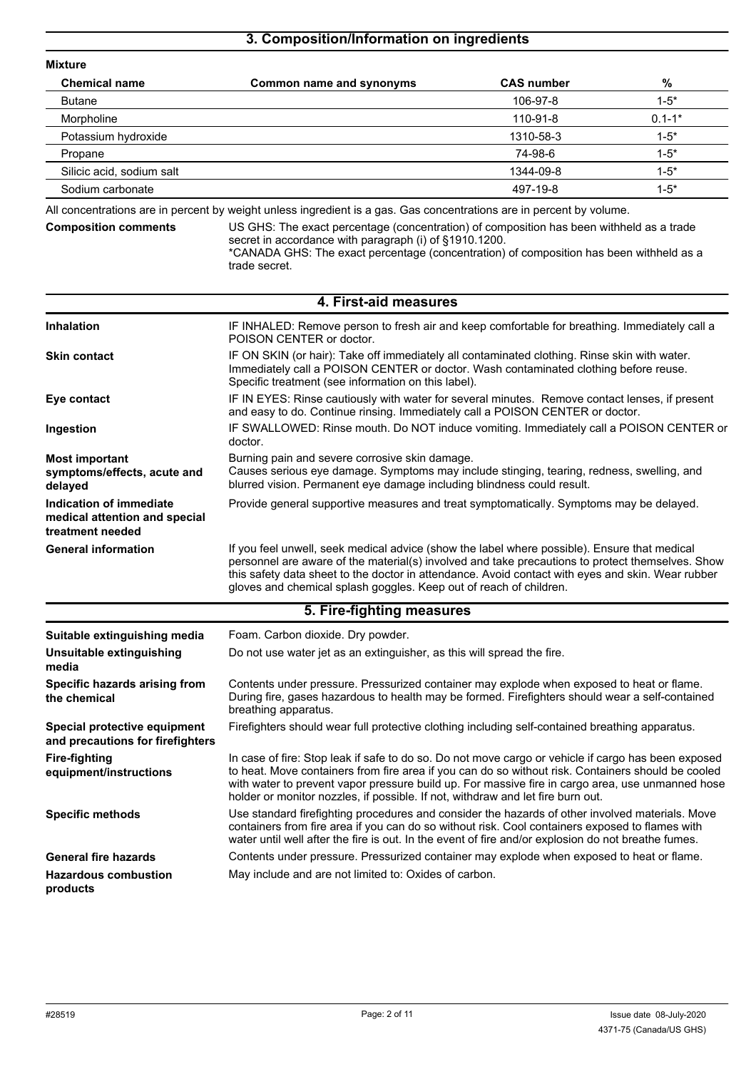## 3. Composition/Information on ingredients

**Mixture**

| Chemical name | Common name and synonyms | CAS number | % |
|---|---|---|---|
| Butane | | 106-97-8 | 1-5* |
| Morpholine | | 110-91-8 | 0.1-1* |
| Potassium hydroxide | | 1310-58-3 | 1-5* |
| Propane | | 74-98-6 | 1-5* |
| Silicic acid, sodium salt | | 1344-09-8 | 1-5* |
| Sodium carbonate | | 497-19-8 | 1-5* |

All concentrations are in percent by weight unless ingredient is a gas. Gas concentrations are in percent by volume.

**Composition comments**

US GHS: The exact percentage (concentration) of composition has been withheld as a trade secret in accordance with paragraph (i) of §1910.1200.
*CANADA GHS: The exact percentage (concentration) of composition has been withheld as a trade secret.

## 4. First-aid measures

**Inhalation**

IF INHALED: Remove person to fresh air and keep comfortable for breathing. Immediately call a POISON CENTER or doctor.

**Skin contact**

IF ON SKIN (or hair): Take off immediately all contaminated clothing. Rinse skin with water. Immediately call a POISON CENTER or doctor. Wash contaminated clothing before reuse. Specific treatment (see information on this label).

**Eye contact**

IF IN EYES: Rinse cautiously with water for several minutes. Remove contact lenses, if present and easy to do. Continue rinsing. Immediately call a POISON CENTER or doctor.

**Ingestion**

IF SWALLOWED: Rinse mouth. Do NOT induce vomiting. Immediately call a POISON CENTER or doctor.

**Most important symptoms/effects, acute and delayed**

Burning pain and severe corrosive skin damage.
Causes serious eye damage. Symptoms may include stinging, tearing, redness, swelling, and blurred vision. Permanent eye damage including blindness could result.

**Indication of immediate medical attention and special treatment needed**

Provide general supportive measures and treat symptomatically. Symptoms may be delayed.

**General information**

If you feel unwell, seek medical advice (show the label where possible). Ensure that medical personnel are aware of the material(s) involved and take precautions to protect themselves. Show this safety data sheet to the doctor in attendance. Avoid contact with eyes and skin. Wear rubber gloves and chemical splash goggles. Keep out of reach of children.

## 5. Fire-fighting measures

**Suitable extinguishing media**

Foam. Carbon dioxide. Dry powder.

**Unsuitable extinguishing media**

Do not use water jet as an extinguisher, as this will spread the fire.

**Specific hazards arising from the chemical**

Contents under pressure. Pressurized container may explode when exposed to heat or flame. During fire, gases hazardous to health may be formed. Firefighters should wear a self-contained breathing apparatus.

**Special protective equipment and precautions for firefighters**

Firefighters should wear full protective clothing including self-contained breathing apparatus.

**Fire-fighting equipment/instructions**

In case of fire: Stop leak if safe to do so. Do not move cargo or vehicle if cargo has been exposed to heat. Move containers from fire area if you can do so without risk. Containers should be cooled with water to prevent vapor pressure build up. For massive fire in cargo area, use unmanned hose holder or monitor nozzles, if possible. If not, withdraw and let fire burn out.

**Specific methods**

Use standard firefighting procedures and consider the hazards of other involved materials. Move containers from fire area if you can do so without risk. Cool containers exposed to flames with water until well after the fire is out. In the event of fire and/or explosion do not breathe fumes.

**General fire hazards**

Contents under pressure. Pressurized container may explode when exposed to heat or flame.

**Hazardous combustion products**

May include and are not limited to: Oxides of carbon.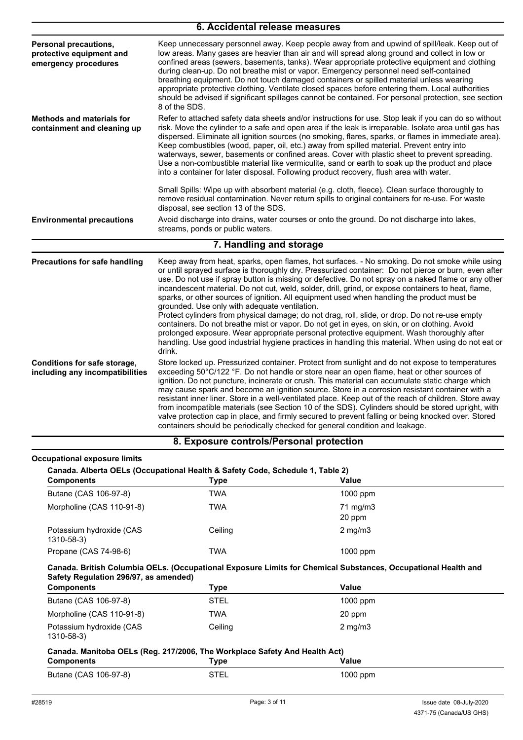## 6. Accidental release measures

**Personal precautions, protective equipment and emergency procedures**

Keep unnecessary personnel away. Keep people away from and upwind of spill/leak. Keep out of low areas. Many gases are heavier than air and will spread along ground and collect in low or confined areas (sewers, basements, tanks). Wear appropriate protective equipment and clothing during clean-up. Do not breathe mist or vapor. Emergency personnel need self-contained breathing equipment. Do not touch damaged containers or spilled material unless wearing appropriate protective clothing. Ventilate closed spaces before entering them. Local authorities should be advised if significant spillages cannot be contained. For personal protection, see section 8 of the SDS.

**Methods and materials for containment and cleaning up**

Refer to attached safety data sheets and/or instructions for use. Stop leak if you can do so without risk. Move the cylinder to a safe and open area if the leak is irreparable. Isolate area until gas has dispersed. Eliminate all ignition sources (no smoking, flares, sparks, or flames in immediate area). Keep combustibles (wood, paper, oil, etc.) away from spilled material. Prevent entry into waterways, sewer, basements or confined areas. Cover with plastic sheet to prevent spreading. Use a non-combustible material like vermiculite, sand or earth to soak up the product and place into a container for later disposal. Following product recovery, flush area with water.

Small Spills: Wipe up with absorbent material (e.g. cloth, fleece). Clean surface thoroughly to remove residual contamination. Never return spills to original containers for re-use. For waste disposal, see section 13 of the SDS.

**Environmental precautions**

Avoid discharge into drains, water courses or onto the ground. Do not discharge into lakes, streams, ponds or public waters.

## 7. Handling and storage

**Precautions for safe handling**

Keep away from heat, sparks, open flames, hot surfaces. - No smoking. Do not smoke while using or until sprayed surface is thoroughly dry. Pressurized container: Do not pierce or burn, even after use. Do not use if spray button is missing or defective. Do not spray on a naked flame or any other incandescent material. Do not cut, weld, solder, drill, grind, or expose containers to heat, flame, sparks, or other sources of ignition. All equipment used when handling the product must be grounded. Use only with adequate ventilation.
Protect cylinders from physical damage; do not drag, roll, slide, or drop. Do not re-use empty containers. Do not breathe mist or vapor. Do not get in eyes, on skin, or on clothing. Avoid prolonged exposure. Wear appropriate personal protective equipment. Wash thoroughly after handling. Use good industrial hygiene practices in handling this material. When using do not eat or drink.

**Conditions for safe storage, including any incompatibilities**

Store locked up. Pressurized container. Protect from sunlight and do not expose to temperatures exceeding 50°C/122 °F. Do not handle or store near an open flame, heat or other sources of ignition. Do not puncture, incinerate or crush. This material can accumulate static charge which may cause spark and become an ignition source. Store in a corrosion resistant container with a resistant inner liner. Store in a well-ventilated place. Keep out of the reach of children. Store away from incompatible materials (see Section 10 of the SDS). Cylinders should be stored upright, with valve protection cap in place, and firmly secured to prevent falling or being knocked over. Stored containers should be periodically checked for general condition and leakage.

## 8. Exposure controls/Personal protection

**Occupational exposure limits**

**Canada. Alberta OELs (Occupational Health & Safety Code, Schedule 1, Table 2)**

| Components | Type | Value |
|---|---|---|
| Butane (CAS 106-97-8) | TWA | 1000 ppm |
| Morpholine (CAS 110-91-8) | TWA | 71 mg/m3 |
| | | 20 ppm |
| Potassium hydroxide (CAS 1310-58-3) | Ceiling | 2 mg/m3 |
| Propane (CAS 74-98-6) | TWA | 1000 ppm |

**Canada. British Columbia OELs. (Occupational Exposure Limits for Chemical Substances, Occupational Health and Safety Regulation 296/97, as amended)**

| Components | Type | Value |
|---|---|---|
| Butane (CAS 106-97-8) | STEL | 1000 ppm |
| Morpholine (CAS 110-91-8) | TWA | 20 ppm |
| Potassium hydroxide (CAS 1310-58-3) | Ceiling | 2 mg/m3 |

**Canada. Manitoba OELs (Reg. 217/2006, The Workplace Safety And Health Act)**

| Components | Type | Value |
|---|---|---|
| Butane (CAS 106-97-8) | STEL | 1000 ppm |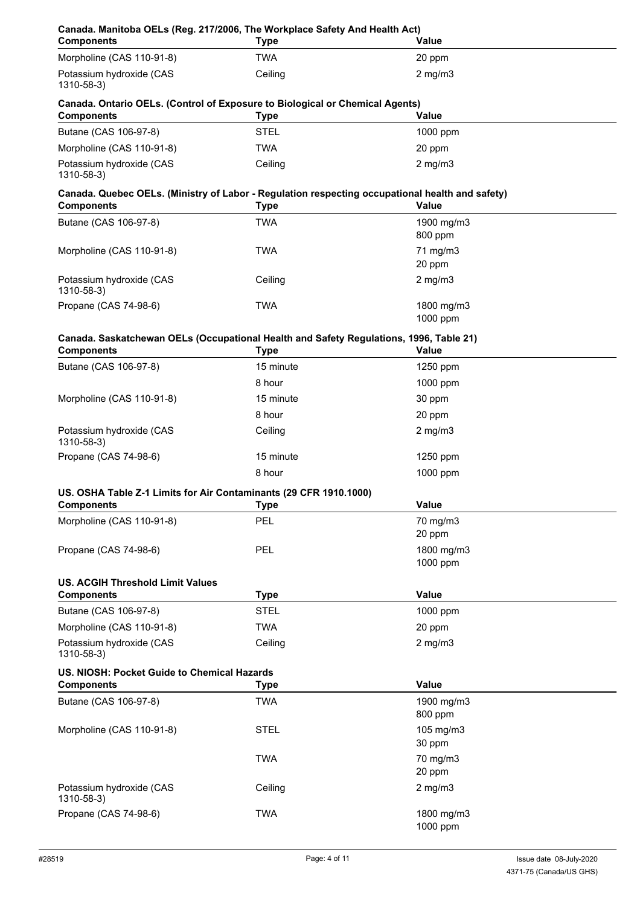**Canada. Manitoba OELs (Reg. 217/2006, The Workplace Safety And Health Act)**

| Components | Type | Value |
| --- | --- | --- |
| Morpholine (CAS 110-91-8) | TWA | 20 ppm |
| Potassium hydroxide (CAS 1310-58-3) | Ceiling | 2 mg/m3 |

**Canada. Ontario OELs. (Control of Exposure to Biological or Chemical Agents)**

| Components | Type | Value |
| --- | --- | --- |
| Butane (CAS 106-97-8) | STEL | 1000 ppm |
| Morpholine (CAS 110-91-8) | TWA | 20 ppm |
| Potassium hydroxide (CAS 1310-58-3) | Ceiling | 2 mg/m3 |

**Canada. Quebec OELs. (Ministry of Labor - Regulation respecting occupational health and safety)**

| Components | Type | Value |
| --- | --- | --- |
| Butane (CAS 106-97-8) | TWA | 1900 mg/m3 |
| | | 800 ppm |
| Morpholine (CAS 110-91-8) | TWA | 71 mg/m3 |
| | | 20 ppm |
| Potassium hydroxide (CAS 1310-58-3) | Ceiling | 2 mg/m3 |
| Propane (CAS 74-98-6) | TWA | 1800 mg/m3 |
| | | 1000 ppm |

**Canada. Saskatchewan OELs (Occupational Health and Safety Regulations, 1996, Table 21)**

| Components | Type | Value |
| --- | --- | --- |
| Butane (CAS 106-97-8) | 15 minute | 1250 ppm |
| | 8 hour | 1000 ppm |
| Morpholine (CAS 110-91-8) | 15 minute | 30 ppm |
| | 8 hour | 20 ppm |
| Potassium hydroxide (CAS 1310-58-3) | Ceiling | 2 mg/m3 |
| Propane (CAS 74-98-6) | 15 minute | 1250 ppm |
| | 8 hour | 1000 ppm |

**US. OSHA Table Z-1 Limits for Air Contaminants (29 CFR 1910.1000)**

| Components | Type | Value |
| --- | --- | --- |
| Morpholine (CAS 110-91-8) | PEL | 70 mg/m3 |
| | | 20 ppm |
| Propane (CAS 74-98-6) | PEL | 1800 mg/m3 |
| | | 1000 ppm |

**US. ACGIH Threshold Limit Values**

| Components | Type | Value |
| --- | --- | --- |
| Butane (CAS 106-97-8) | STEL | 1000 ppm |
| Morpholine (CAS 110-91-8) | TWA | 20 ppm |
| Potassium hydroxide (CAS 1310-58-3) | Ceiling | 2 mg/m3 |

**US. NIOSH: Pocket Guide to Chemical Hazards**

| Components | Type | Value |
| --- | --- | --- |
| Butane (CAS 106-97-8) | TWA | 1900 mg/m3 |
| | | 800 ppm |
| Morpholine (CAS 110-91-8) | STEL | 105 mg/m3 |
| | | 30 ppm |
| | TWA | 70 mg/m3 |
| | | 20 ppm |
| Potassium hydroxide (CAS 1310-58-3) | Ceiling | 2 mg/m3 |
| Propane (CAS 74-98-6) | TWA | 1800 mg/m3 |
| | | 1000 ppm |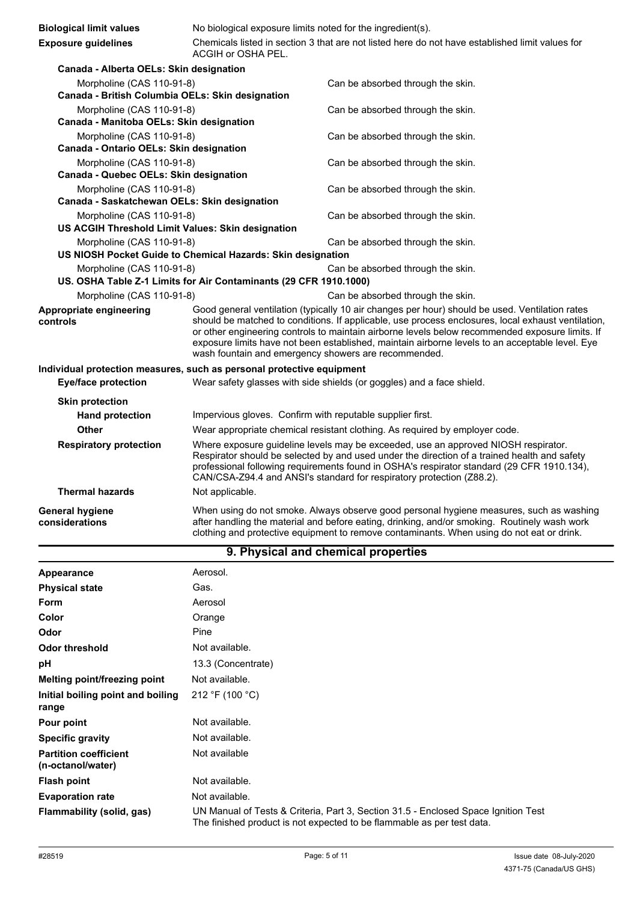**Biological limit values** No biological exposure limits noted for the ingredient(s).

**Exposure guidelines** Chemicals listed in section 3 that are not listed here do not have established limit values for ACGIH or OSHA PEL.

**Canada - Alberta OELs: Skin designation**

| | |
|---|---|
| Morpholine (CAS 110-91-8) | Can be absorbed through the skin. |

**Canada - British Columbia OELs: Skin designation**

| | |
|---|---|
| Morpholine (CAS 110-91-8) | Can be absorbed through the skin. |

**Canada - Manitoba OELs: Skin designation**

| | |
|---|---|
| Morpholine (CAS 110-91-8) | Can be absorbed through the skin. |

**Canada - Ontario OELs: Skin designation**

| | |
|---|---|
| Morpholine (CAS 110-91-8) | Can be absorbed through the skin. |

**Canada - Quebec OELs: Skin designation**

| | |
|---|---|
| Morpholine (CAS 110-91-8) | Can be absorbed through the skin. |

**Canada - Saskatchewan OELs: Skin designation**

| | |
|---|---|
| Morpholine (CAS 110-91-8) | Can be absorbed through the skin. |

**US ACGIH Threshold Limit Values: Skin designation**

| | |
|---|---|
| Morpholine (CAS 110-91-8) | Can be absorbed through the skin. |

**US NIOSH Pocket Guide to Chemical Hazards: Skin designation**

| | |
|---|---|
| Morpholine (CAS 110-91-8) | Can be absorbed through the skin. |

**US. OSHA Table Z-1 Limits for Air Contaminants (29 CFR 1910.1000)**

| | |
|---|---|
| Morpholine (CAS 110-91-8) | Can be absorbed through the skin. |

**Appropriate engineering controls** Good general ventilation (typically 10 air changes per hour) should be used. Ventilation rates should be matched to conditions. If applicable, use process enclosures, local exhaust ventilation, or other engineering controls to maintain airborne levels below recommended exposure limits. If exposure limits have not been established, maintain airborne levels to an acceptable level. Eye wash fountain and emergency showers are recommended.

**Individual protection measures, such as personal protective equipment**

**Eye/face protection** Wear safety glasses with side shields (or goggles) and a face shield.

**Skin protection**

**Hand protection** Impervious gloves. Confirm with reputable supplier first.

**Other** Wear appropriate chemical resistant clothing. As required by employer code.

**Respiratory protection** Where exposure guideline levels may be exceeded, use an approved NIOSH respirator. Respirator should be selected by and used under the direction of a trained health and safety professional following requirements found in OSHA's respirator standard (29 CFR 1910.134), CAN/CSA-Z94.4 and ANSI's standard for respiratory protection (Z88.2).

**Thermal hazards** Not applicable.

**General hygiene considerations** When using do not smoke. Always observe good personal hygiene measures, such as washing after handling the material and before eating, drinking, and/or smoking. Routinely wash work clothing and protective equipment to remove contaminants. When using do not eat or drink.

## 9. Physical and chemical properties

| | |
|---|---|
| **Appearance** | Aerosol. |
| **Physical state** | Gas. |
| **Form** | Aerosol |
| **Color** | Orange |
| **Odor** | Pine |
| **Odor threshold** | Not available. |
| **pH** | 13.3 (Concentrate) |
| **Melting point/freezing point** | Not available. |
| **Initial boiling point and boiling range** | 212 °F (100 °C) |
| **Pour point** | Not available. |
| **Specific gravity** | Not available. |
| **Partition coefficient (n-octanol/water)** | Not available |
| **Flash point** | Not available. |
| **Evaporation rate** | Not available. |
| **Flammability (solid, gas)** | UN Manual of Tests & Criteria, Part 3, Section 31.5 - Enclosed Space Ignition Test<br>The finished product is not expected to be flammable as per test data. |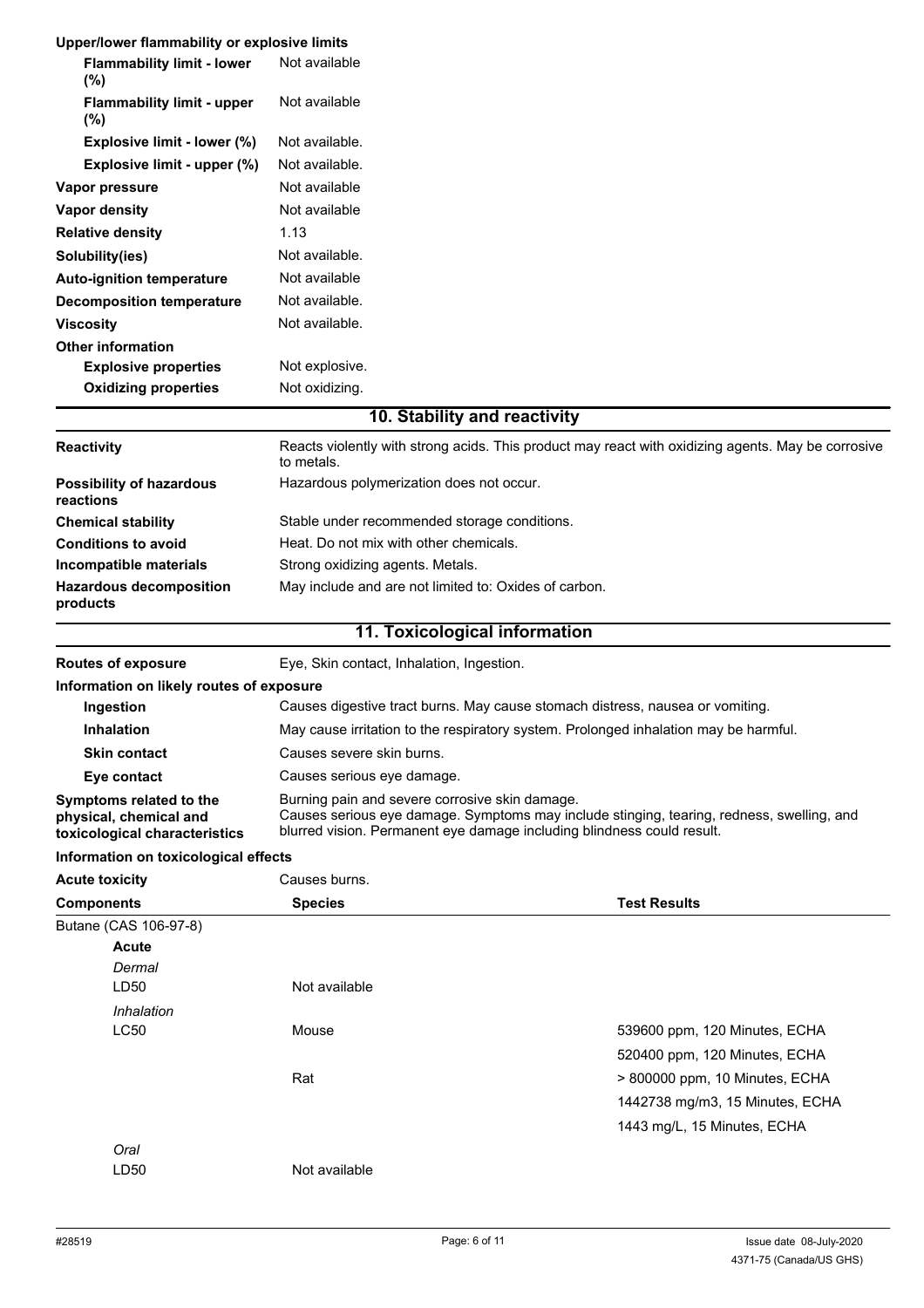**Upper/lower flammability or explosive limits**

| | |
|---|---|
| **Flammability limit - lower (%)** | Not available |
| **Flammability limit - upper (%)** | Not available |
| **Explosive limit - lower (%)** | Not available. |
| **Explosive limit - upper (%)** | Not available. |
| **Vapor pressure** | Not available |
| **Vapor density** | Not available |
| **Relative density** | 1.13 |
| **Solubility(ies)** | Not available. |
| **Auto-ignition temperature** | Not available |
| **Decomposition temperature** | Not available. |
| **Viscosity** | Not available. |

**Other information**

| | |
|---|---|
| **Explosive properties** | Not explosive. |
| **Oxidizing properties** | Not oxidizing. |

## 10. Stability and reactivity

| | |
|---|---|
| **Reactivity** | Reacts violently with strong acids. This product may react with oxidizing agents. May be corrosive to metals. |
| **Possibility of hazardous reactions** | Hazardous polymerization does not occur. |
| **Chemical stability** | Stable under recommended storage conditions. |
| **Conditions to avoid** | Heat. Do not mix with other chemicals. |
| **Incompatible materials** | Strong oxidizing agents. Metals. |
| **Hazardous decomposition products** | May include and are not limited to: Oxides of carbon. |

## 11. Toxicological information

| | |
|---|---|
| **Routes of exposure** | Eye, Skin contact, Inhalation, Ingestion. |

**Information on likely routes of exposure**

| | |
|---|---|
| **Ingestion** | Causes digestive tract burns. May cause stomach distress, nausea or vomiting. |
| **Inhalation** | May cause irritation to the respiratory system. Prolonged inhalation may be harmful. |
| **Skin contact** | Causes severe skin burns. |
| **Eye contact** | Causes serious eye damage. |
| **Symptoms related to the physical, chemical and toxicological characteristics** | Burning pain and severe corrosive skin damage. Causes serious eye damage. Symptoms may include stinging, tearing, redness, swelling, and blurred vision. Permanent eye damage including blindness could result. |

**Information on toxicological effects**

| | |
|---|---|
| **Acute toxicity** | Causes burns. |

| **Components** | **Species** | **Test Results** |
|---|---|---|
| Butane (CAS 106-97-8) | | |
| **Acute** | | |
| *Dermal* | | |
| LD50 | Not available | |
| *Inhalation* | | |
| LC50 | Mouse | 539600 ppm, 120 Minutes, ECHA |
| | | 520400 ppm, 120 Minutes, ECHA |
| | Rat | > 800000 ppm, 10 Minutes, ECHA |
| | | 1442738 mg/m3, 15 Minutes, ECHA |
| | | 1443 mg/L, 15 Minutes, ECHA |
| *Oral* | | |
| LD50 | Not available | |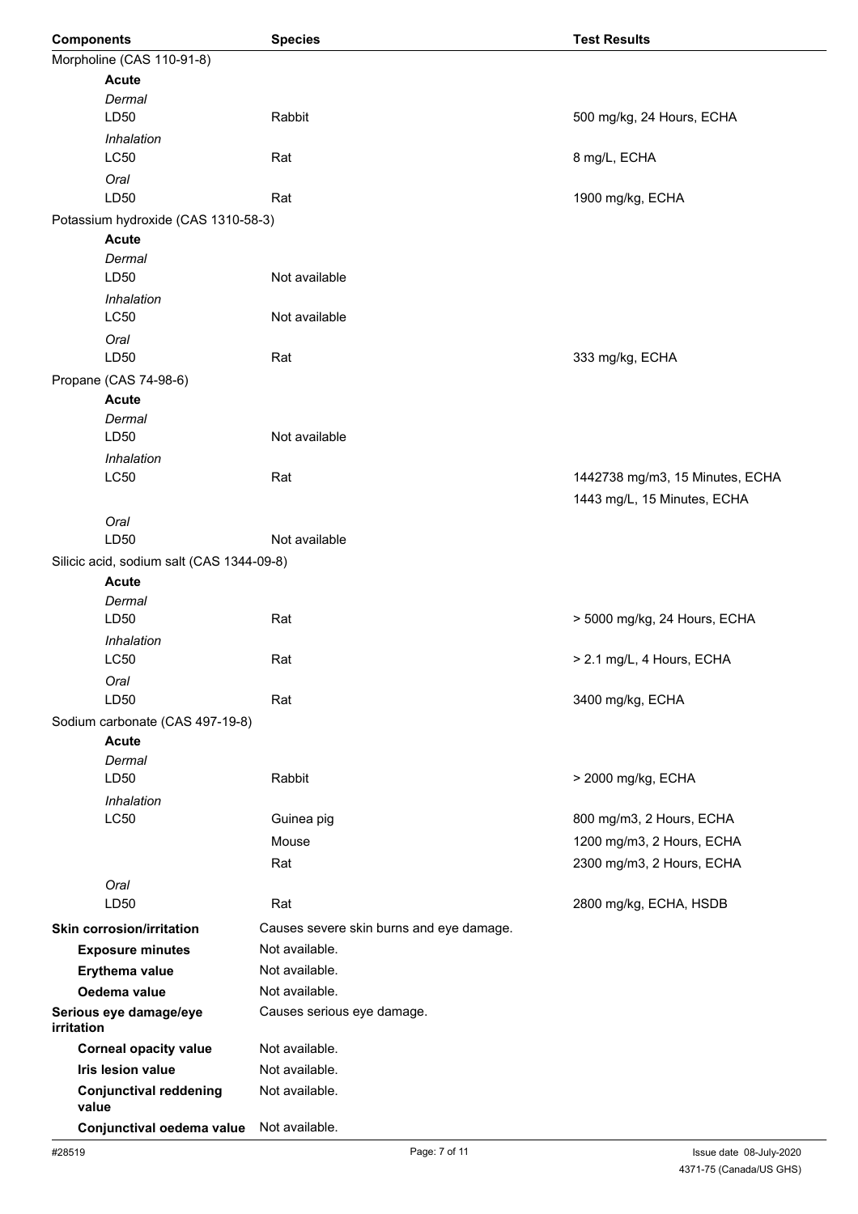| Components | Species | Test Results |
|---|---|---|
| Morpholine (CAS 110-91-8) | | |
| **Acute** | | |
| *Dermal* | | |
| LD50 | Rabbit | 500 mg/kg, 24 Hours, ECHA |
| *Inhalation* | | |
| LC50 | Rat | 8 mg/L, ECHA |
| *Oral* | | |
| LD50 | Rat | 1900 mg/kg, ECHA |
| Potassium hydroxide (CAS 1310-58-3) | | |
| **Acute** | | |
| *Dermal* | | |
| LD50 | Not available | |
| *Inhalation* | | |
| LC50 | Not available | |
| *Oral* | | |
| LD50 | Rat | 333 mg/kg, ECHA |
| Propane (CAS 74-98-6) | | |
| **Acute** | | |
| *Dermal* | | |
| LD50 | Not available | |
| *Inhalation* | | |
| LC50 | Rat | 1442738 mg/m3, 15 Minutes, ECHA |
| | | 1443 mg/L, 15 Minutes, ECHA |
| *Oral* | | |
| LD50 | Not available | |
| Silicic acid, sodium salt (CAS 1344-09-8) | | |
| **Acute** | | |
| *Dermal* | | |
| LD50 | Rat | > 5000 mg/kg, 24 Hours, ECHA |
| *Inhalation* | | |
| LC50 | Rat | > 2.1 mg/L, 4 Hours, ECHA |
| *Oral* | | |
| LD50 | Rat | 3400 mg/kg, ECHA |
| Sodium carbonate (CAS 497-19-8) | | |
| **Acute** | | |
| *Dermal* | | |
| LD50 | Rabbit | > 2000 mg/kg, ECHA |
| *Inhalation* | | |
| LC50 | Guinea pig | 800 mg/m3, 2 Hours, ECHA |
| | Mouse | 1200 mg/m3, 2 Hours, ECHA |
| | Rat | 2300 mg/m3, 2 Hours, ECHA |
| *Oral* | | |
| LD50 | Rat | 2800 mg/kg, ECHA, HSDB |

| | |
|---|---|
| **Skin corrosion/irritation** | Causes severe skin burns and eye damage. |
| **Exposure minutes** | Not available. |
| **Erythema value** | Not available. |
| **Oedema value** | Not available. |
| **Serious eye damage/eye irritation** | Causes serious eye damage. |
| **Corneal opacity value** | Not available. |
| **Iris lesion value** | Not available. |
| **Conjunctival reddening value** | Not available. |
| **Conjunctival oedema value** | Not available. |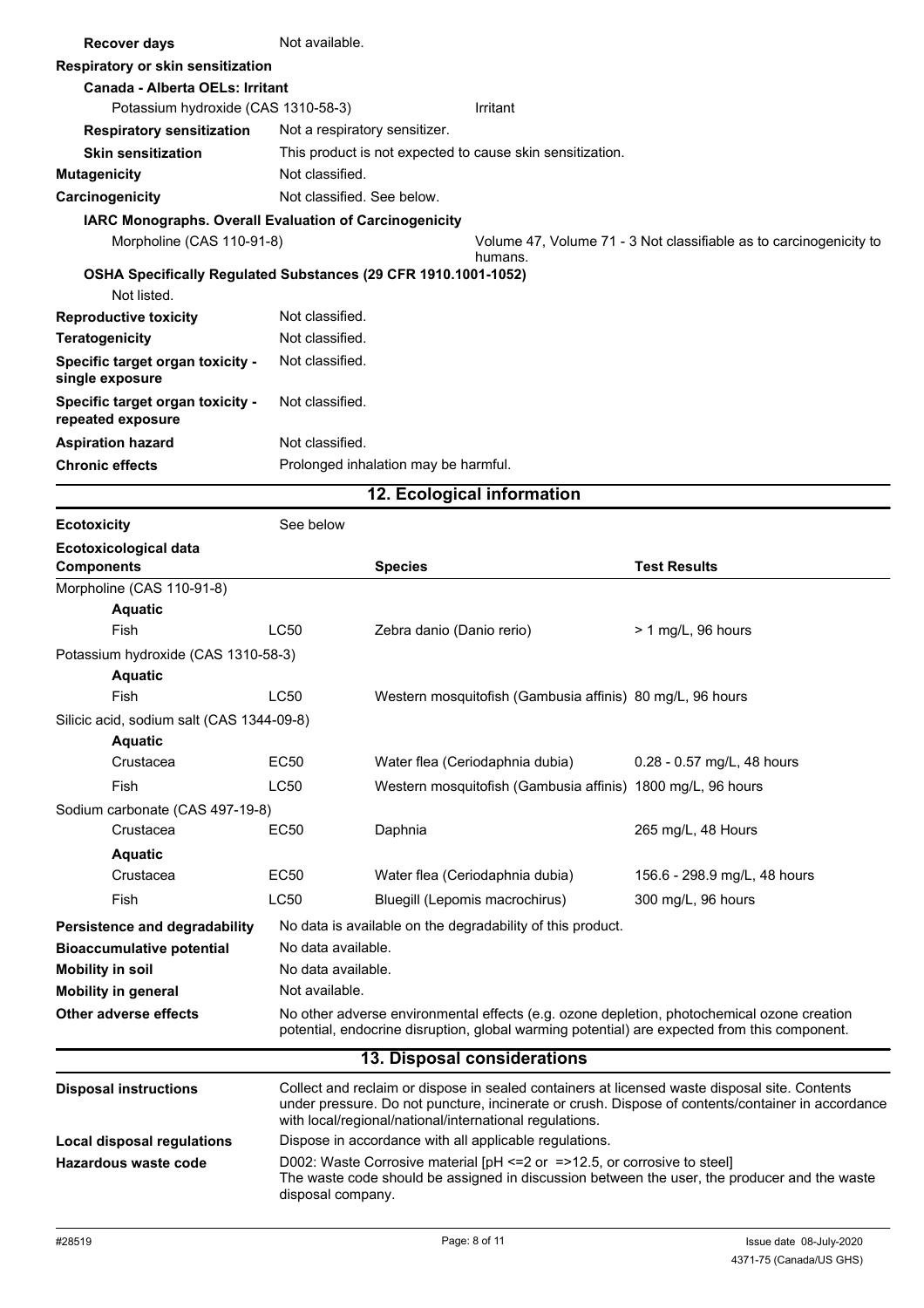| | |
|---|---|
| **Recover days** | Not available. |

**Respiratory or skin sensitization**

**Canada - Alberta OELs: Irritant**

| | |
|---|---|
| Potassium hydroxide (CAS 1310-58-3) | Irritant |

| | |
|---|---|
| **Respiratory sensitization** | Not a respiratory sensitizer. |
| **Skin sensitization** | This product is not expected to cause skin sensitization. |
| **Mutagenicity** | Not classified. |
| **Carcinogenicity** | Not classified. See below. |

**IARC Monographs. Overall Evaluation of Carcinogenicity**

| | |
|---|---|
| Morpholine (CAS 110-91-8) | Volume 47, Volume 71 - 3 Not classifiable as to carcinogenicity to humans. |

**OSHA Specifically Regulated Substances (29 CFR 1910.1001-1052)**

Not listed.

| | |
|---|---|
| **Reproductive toxicity** | Not classified. |
| **Teratogenicity** | Not classified. |
| **Specific target organ toxicity - single exposure** | Not classified. |
| **Specific target organ toxicity - repeated exposure** | Not classified. |
| **Aspiration hazard** | Not classified. |
| **Chronic effects** | Prolonged inhalation may be harmful. |

## 12. Ecological information

**Ecotoxicity** See below

**Ecotoxicological data**

| Components | | Species | Test Results |
|---|---|---|---|
| Morpholine (CAS 110-91-8) | | | |
| **Aquatic** | | | |
| Fish | LC50 | Zebra danio (Danio rerio) | > 1 mg/L, 96 hours |
| Potassium hydroxide (CAS 1310-58-3) | | | |
| **Aquatic** | | | |
| Fish | LC50 | Western mosquitofish (Gambusia affinis) | 80 mg/L, 96 hours |
| Silicic acid, sodium salt (CAS 1344-09-8) | | | |
| **Aquatic** | | | |
| Crustacea | EC50 | Water flea (Ceriodaphnia dubia) | 0.28 - 0.57 mg/L, 48 hours |
| Fish | LC50 | Western mosquitofish (Gambusia affinis) | 1800 mg/L, 96 hours |
| Sodium carbonate (CAS 497-19-8) | | | |
| Crustacea | EC50 | Daphnia | 265 mg/L, 48 Hours |
| **Aquatic** | | | |
| Crustacea | EC50 | Water flea (Ceriodaphnia dubia) | 156.6 - 298.9 mg/L, 48 hours |
| Fish | LC50 | Bluegill (Lepomis macrochirus) | 300 mg/L, 96 hours |

| | |
|---|---|
| **Persistence and degradability** | No data is available on the degradability of this product. |
| **Bioaccumulative potential** | No data available. |
| **Mobility in soil** | No data available. |
| **Mobility in general** | Not available. |
| **Other adverse effects** | No other adverse environmental effects (e.g. ozone depletion, photochemical ozone creation potential, endocrine disruption, global warming potential) are expected from this component. |

## 13. Disposal considerations

| | |
|---|---|
| **Disposal instructions** | Collect and reclaim or dispose in sealed containers at licensed waste disposal site. Contents under pressure. Do not puncture, incinerate or crush. Dispose of contents/container in accordance with local/regional/national/international regulations. |
| **Local disposal regulations** | Dispose in accordance with all applicable regulations. |
| **Hazardous waste code** | D002: Waste Corrosive material [pH <=2 or =>12.5, or corrosive to steel] The waste code should be assigned in discussion between the user, the producer and the waste disposal company. |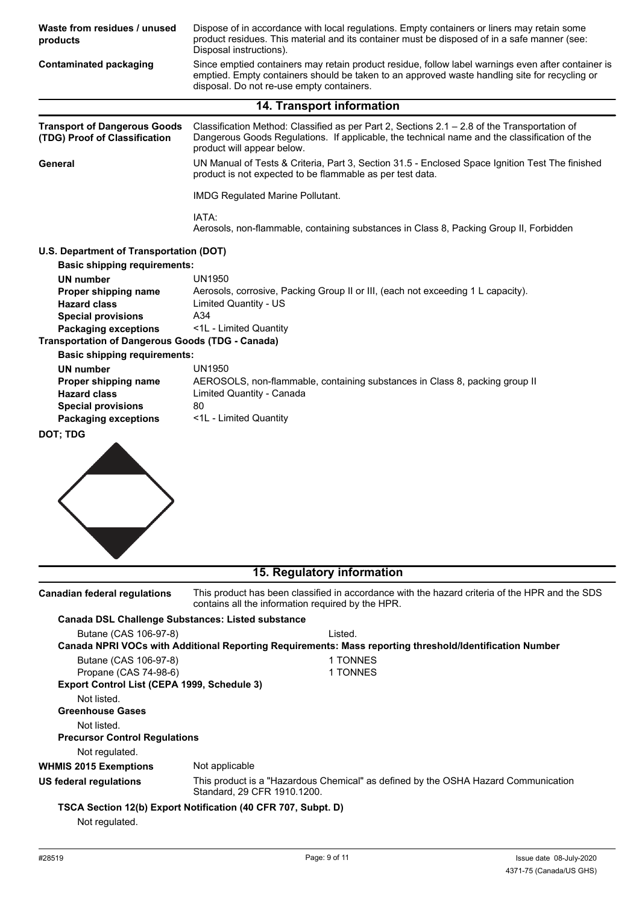**Waste from residues / unused products**
Dispose of in accordance with local regulations. Empty containers or liners may retain some product residues. This material and its container must be disposed of in a safe manner (see: Disposal instructions).

**Contaminated packaging**
Since emptied containers may retain product residue, follow label warnings even after container is emptied. Empty containers should be taken to an approved waste handling site for recycling or disposal. Do not re-use empty containers.

## 14. Transport information

**Transport of Dangerous Goods (TDG) Proof of Classification**
Classification Method: Classified as per Part 2, Sections 2.1 – 2.8 of the Transportation of Dangerous Goods Regulations. If applicable, the technical name and the classification of the product will appear below.

**General**
UN Manual of Tests & Criteria, Part 3, Section 31.5 - Enclosed Space Ignition Test The finished product is not expected to be flammable as per test data.

IMDG Regulated Marine Pollutant.

IATA:
Aerosols, non-flammable, containing substances in Class 8, Packing Group II, Forbidden

**U.S. Department of Transportation (DOT)**

**Basic shipping requirements:**

| | |
|---|---|
| **UN number** | UN1950 |
| **Proper shipping name** | Aerosols, corrosive, Packing Group II or III, (each not exceeding 1 L capacity). |
| **Hazard class** | Limited Quantity - US |
| **Special provisions** | A34 |
| **Packaging exceptions** | <1L - Limited Quantity |

**Transportation of Dangerous Goods (TDG - Canada)**

**Basic shipping requirements:**

| | |
|---|---|
| **UN number** | UN1950 |
| **Proper shipping name** | AEROSOLS, non-flammable, containing substances in Class 8, packing group II |
| **Hazard class** | Limited Quantity - Canada |
| **Special provisions** | 80 |
| **Packaging exceptions** | <1L - Limited Quantity |

**DOT; TDG**

## 15. Regulatory information

**Canadian federal regulations**
This product has been classified in accordance with the hazard criteria of the HPR and the SDS contains all the information required by the HPR.

**Canada DSL Challenge Substances: Listed substance**

| | |
|---|---|
| Butane (CAS 106-97-8) | Listed. |

**Canada NPRI VOCs with Additional Reporting Requirements: Mass reporting threshold/Identification Number**

| | |
|---|---|
| Butane (CAS 106-97-8) | 1 TONNES |
| Propane (CAS 74-98-6) | 1 TONNES |

**Export Control List (CEPA 1999, Schedule 3)**

Not listed.

**Greenhouse Gases**

Not listed.

**Precursor Control Regulations**

Not regulated.

**WHMIS 2015 Exemptions**
Not applicable

**US federal regulations**
This product is a "Hazardous Chemical" as defined by the OSHA Hazard Communication Standard, 29 CFR 1910.1200.

**TSCA Section 12(b) Export Notification (40 CFR 707, Subpt. D)**

Not regulated.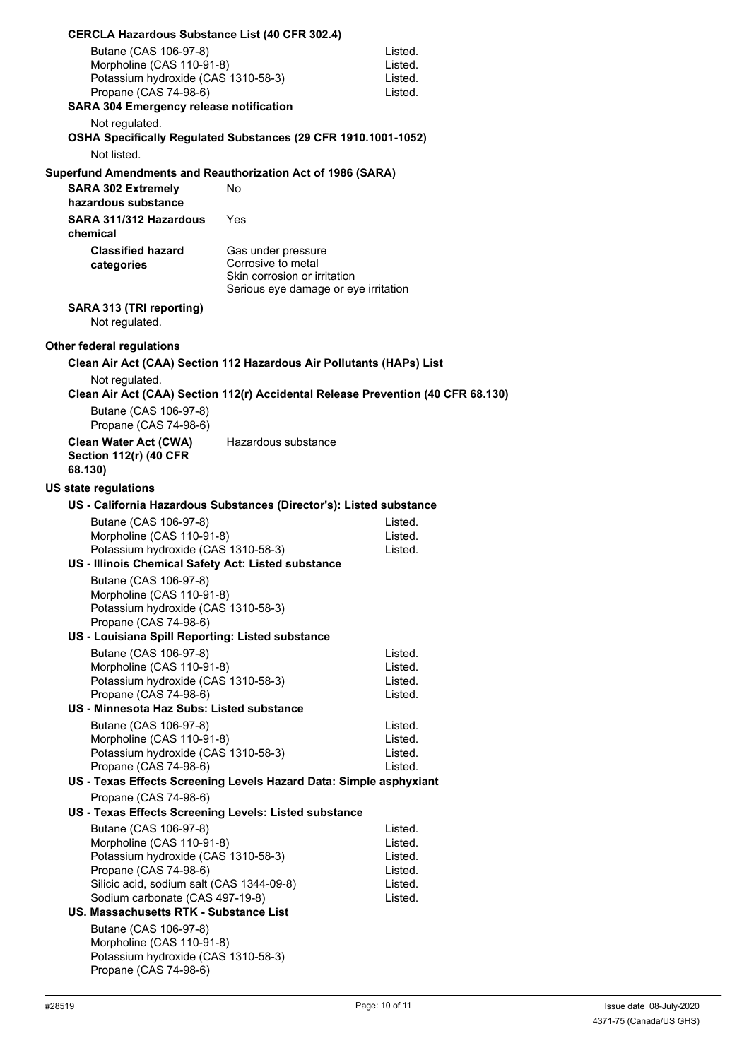**CERCLA Hazardous Substance List (40 CFR 302.4)**

| | |
|---|---|
| Butane (CAS 106-97-8) | Listed. |
| Morpholine (CAS 110-91-8) | Listed. |
| Potassium hydroxide (CAS 1310-58-3) | Listed. |
| Propane (CAS 74-98-6) | Listed. |

**SARA 304 Emergency release notification**

Not regulated.

**OSHA Specifically Regulated Substances (29 CFR 1910.1001-1052)**

Not listed.

**Superfund Amendments and Reauthorization Act of 1986 (SARA)**

**SARA 302 Extremely hazardous substance** No

**SARA 311/312 Hazardous chemical** Yes

**Classified hazard categories**
Gas under pressure
Corrosive to metal
Skin corrosion or irritation
Serious eye damage or eye irritation

**SARA 313 (TRI reporting)**

Not regulated.

**Other federal regulations**

**Clean Air Act (CAA) Section 112 Hazardous Air Pollutants (HAPs) List**

Not regulated.

**Clean Air Act (CAA) Section 112(r) Accidental Release Prevention (40 CFR 68.130)**

Butane (CAS 106-97-8)
Propane (CAS 74-98-6)

**Clean Water Act (CWA) Section 112(r) (40 CFR 68.130)** Hazardous substance

**US state regulations**

**US - California Hazardous Substances (Director's): Listed substance**

| | |
|---|---|
| Butane (CAS 106-97-8) | Listed. |
| Morpholine (CAS 110-91-8) | Listed. |
| Potassium hydroxide (CAS 1310-58-3) | Listed. |

**US - Illinois Chemical Safety Act: Listed substance**

Butane (CAS 106-97-8)
Morpholine (CAS 110-91-8)
Potassium hydroxide (CAS 1310-58-3)
Propane (CAS 74-98-6)

**US - Louisiana Spill Reporting: Listed substance**

| | |
|---|---|
| Butane (CAS 106-97-8) | Listed. |
| Morpholine (CAS 110-91-8) | Listed. |
| Potassium hydroxide (CAS 1310-58-3) | Listed. |
| Propane (CAS 74-98-6) | Listed. |

**US - Minnesota Haz Subs: Listed substance**

| | |
|---|---|
| Butane (CAS 106-97-8) | Listed. |
| Morpholine (CAS 110-91-8) | Listed. |
| Potassium hydroxide (CAS 1310-58-3) | Listed. |
| Propane (CAS 74-98-6) | Listed. |

**US - Texas Effects Screening Levels Hazard Data: Simple asphyxiant**

Propane (CAS 74-98-6)

**US - Texas Effects Screening Levels: Listed substance**

| | |
|---|---|
| Butane (CAS 106-97-8) | Listed. |
| Morpholine (CAS 110-91-8) | Listed. |
| Potassium hydroxide (CAS 1310-58-3) | Listed. |
| Propane (CAS 74-98-6) | Listed. |
| Silicic acid, sodium salt (CAS 1344-09-8) | Listed. |
| Sodium carbonate (CAS 497-19-8) | Listed. |

**US. Massachusetts RTK - Substance List**

Butane (CAS 106-97-8)
Morpholine (CAS 110-91-8)
Potassium hydroxide (CAS 1310-58-3)
Propane (CAS 74-98-6)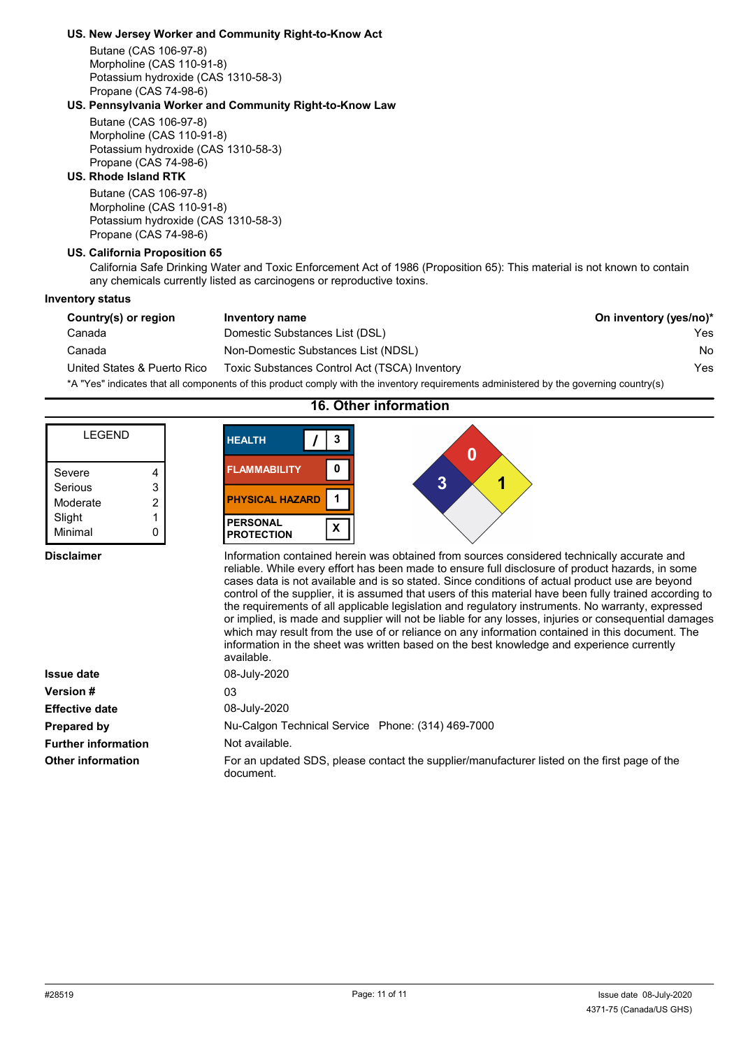**US. New Jersey Worker and Community Right-to-Know Act**

Butane (CAS 106-97-8)
Morpholine (CAS 110-91-8)
Potassium hydroxide (CAS 1310-58-3)
Propane (CAS 74-98-6)

**US. Pennsylvania Worker and Community Right-to-Know Law**

Butane (CAS 106-97-8)
Morpholine (CAS 110-91-8)
Potassium hydroxide (CAS 1310-58-3)
Propane (CAS 74-98-6)

**US. Rhode Island RTK**

Butane (CAS 106-97-8)
Morpholine (CAS 110-91-8)
Potassium hydroxide (CAS 1310-58-3)
Propane (CAS 74-98-6)

**US. California Proposition 65**

California Safe Drinking Water and Toxic Enforcement Act of 1986 (Proposition 65): This material is not known to contain any chemicals currently listed as carcinogens or reproductive toxins.

**Inventory status**

| Country(s) or region | Inventory name | On inventory (yes/no)* |
|---|---|---|
| Canada | Domestic Substances List (DSL) | Yes |
| Canada | Non-Domestic Substances List (NDSL) | No |
| United States & Puerto Rico | Toxic Substances Control Act (TSCA) Inventory | Yes |

*A "Yes" indicates that all components of this product comply with the inventory requirements administered by the governing country(s)

## 16. Other information

| LEGEND | |
|---|---|
| Severe | 4 |
| Serious | 3 |
| Moderate | 2 |
| Slight | 1 |
| Minimal | 0 |

| | | |
|---|---|---|
| HEALTH | / | 3 |
| FLAMMABILITY | | 0 |
| PHYSICAL HAZARD | | 1 |
| PERSONAL PROTECTION | | X |

0
3
1

**Disclaimer**
Information contained herein was obtained from sources considered technically accurate and reliable. While every effort has been made to ensure full disclosure of product hazards, in some cases data is not available and is so stated. Since conditions of actual product use are beyond control of the supplier, it is assumed that users of this material have been fully trained according to the requirements of all applicable legislation and regulatory instruments. No warranty, expressed or implied, is made and supplier will not be liable for any losses, injuries or consequential damages which may result from the use of or reliance on any information contained in this document. The information in the sheet was written based on the best knowledge and experience currently available.

**Issue date** 08-July-2020

**Version #** 03

**Effective date** 08-July-2020

**Prepared by** Nu-Calgon Technical Service Phone: (314) 469-7000

**Further information** Not available.

**Other information** For an updated SDS, please contact the supplier/manufacturer listed on the first page of the document.